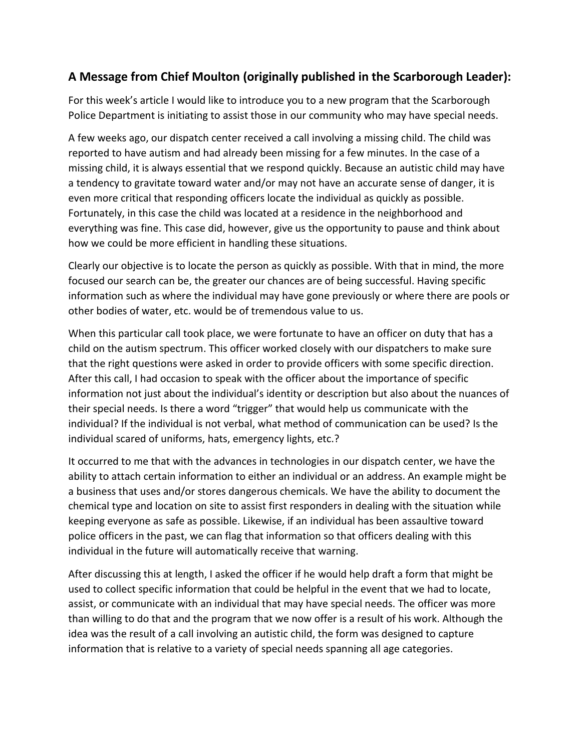## A Message from Chief Moulton (originally published in the Scarborough Leader):

For this week's article I would like to introduce you to a new program that the Scarborough Police Department is initiating to assist those in our community who may have special needs.

A few weeks ago, our dispatch center received a call involving a missing child. The child was reported to have autism and had already been missing for a few minutes. In the case of a missing child, it is always essential that we respond quickly. Because an autistic child may have a tendency to gravitate toward water and/or may not have an accurate sense of danger, it is even more critical that responding officers locate the individual as quickly as possible. Fortunately, in this case the child was located at a residence in the neighborhood and everything was fine. This case did, however, give us the opportunity to pause and think about how we could be more efficient in handling these situations.

Clearly our objective is to locate the person as quickly as possible. With that in mind, the more focused our search can be, the greater our chances are of being successful. Having specific information such as where the individual may have gone previously or where there are pools or other bodies of water, etc. would be of tremendous value to us.

When this particular call took place, we were fortunate to have an officer on duty that has a child on the autism spectrum. This officer worked closely with our dispatchers to make sure that the right questions were asked in order to provide officers with some specific direction. After this call, I had occasion to speak with the officer about the importance of specific information not just about the individual's identity or description but also about the nuances of their special needs. Is there a word "trigger" that would help us communicate with the individual? If the individual is not verbal, what method of communication can be used? Is the individual scared of uniforms, hats, emergency lights, etc.?

It occurred to me that with the advances in technologies in our dispatch center, we have the ability to attach certain information to either an individual or an address. An example might be a business that uses and/or stores dangerous chemicals. We have the ability to document the chemical type and location on site to assist first responders in dealing with the situation while keeping everyone as safe as possible. Likewise, if an individual has been assaultive toward police officers in the past, we can flag that information so that officers dealing with this individual in the future will automatically receive that warning.

After discussing this at length, I asked the officer if he would help draft a form that might be used to collect specific information that could be helpful in the event that we had to locate, assist, or communicate with an individual that may have special needs. The officer was more than willing to do that and the program that we now offer is a result of his work. Although the idea was the result of a call involving an autistic child, the form was designed to capture information that is relative to a variety of special needs spanning all age categories.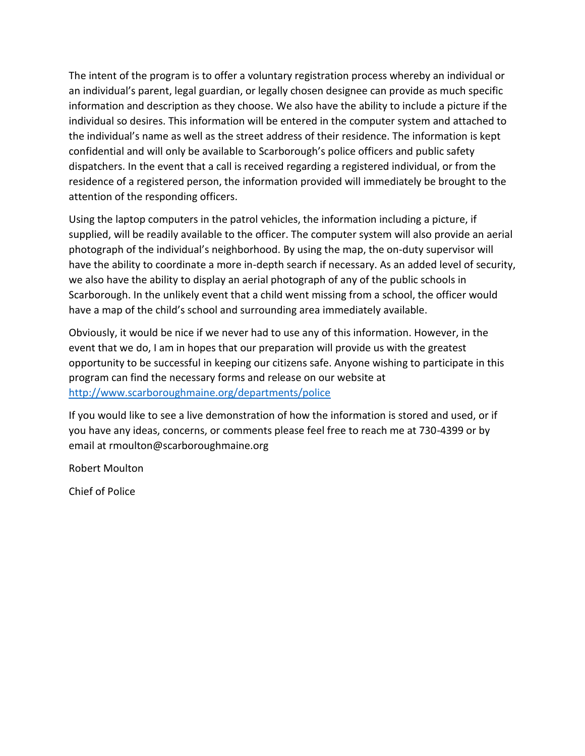The intent of the program is to offer a voluntary registration process whereby an individual or an individual's parent, legal guardian, or legally chosen designee can provide as much specific information and description as they choose. We also have the ability to include a picture if the individual so desires. This information will be entered in the computer system and attached to the individual's name as well as the street address of their residence. The information is kept confidential and will only be available to Scarborough's police officers and public safety dispatchers. In the event that a call is received regarding a registered individual, or from the residence of a registered person, the information provided will immediately be brought to the attention of the responding officers.

Using the laptop computers in the patrol vehicles, the information including a picture, if supplied, will be readily available to the officer. The computer system will also provide an aerial photograph of the individual's neighborhood. By using the map, the on-duty supervisor will have the ability to coordinate a more in-depth search if necessary. As an added level of security, we also have the ability to display an aerial photograph of any of the public schools in Scarborough. In the unlikely event that a child went missing from a school, the officer would have a map of the child's school and surrounding area immediately available.

Obviously, it would be nice if we never had to use any of this information. However, in the event that we do, I am in hopes that our preparation will provide us with the greatest opportunity to be successful in keeping our citizens safe. Anyone wishing to participate in this program can find the necessary forms and release on our website at [http://www.scarboroughmaine.org/departments/police](http://www.scarboroughmaine.org/departments/police)

If you would like to see a live demonstration of how the information is stored and used, or if you have any ideas, concerns, or comments please feel free to reach me at 730-4399 or by email at rmoulton@scarboroughmaine.org

Robert Moulton

Chief of Police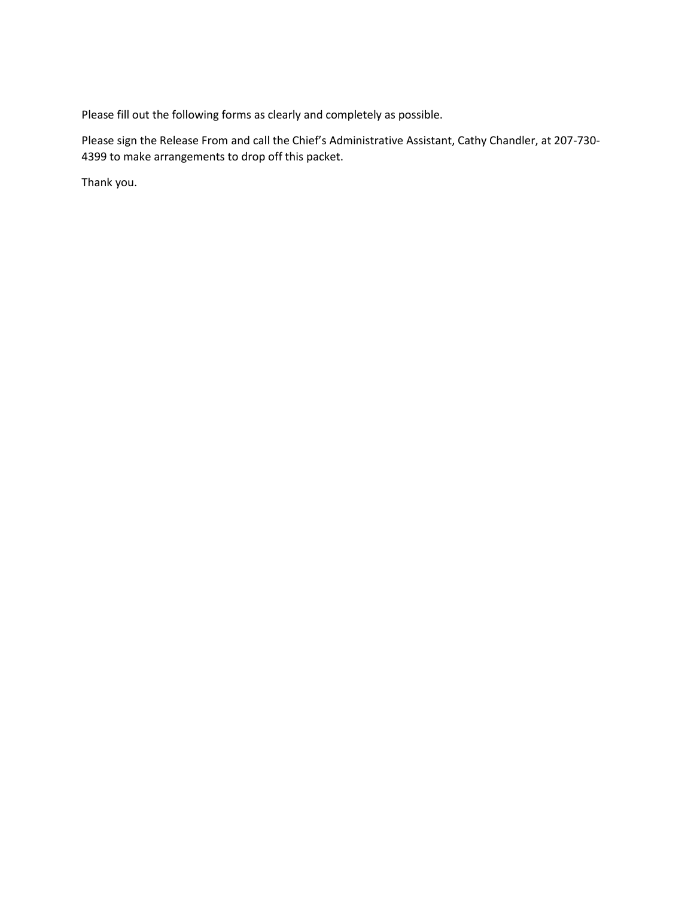Please fill out the following forms as clearly and completely as possible.

Please sign the Release From and call the Chief's Administrative Assistant, Cathy Chandler, at 207-730-4399 to make arrangements to drop off this packet.

Thank you.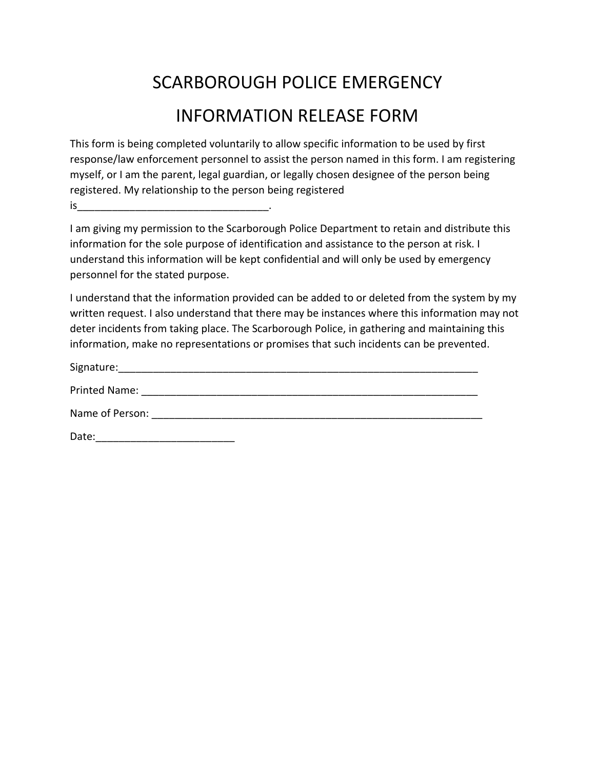# SCARBOROUGH POLICE EMERGENCY INFORMATION RELEASE FORM

This form is being completed voluntarily to allow specific information to be used by first response/law enforcement personnel to assist the person named in this form. I am registering myself, or I am the parent, legal guardian, or legally chosen designee of the person being registered. My relationship to the person being registered is_________________________________.

I am giving my permission to the Scarborough Police Department to retain and distribute this information for the sole purpose of identification and assistance to the person at risk. I understand this information will be kept confidential and will only be used by emergency personnel for the stated purpose.

I understand that the information provided can be added to or deleted from the system by my written request. I also understand that there may be instances where this information may not deter incidents from taking place. The Scarborough Police, in gathering and maintaining this information, make no representations or promises that such incidents can be prevented.

Signature:_________________________________________________________________

Printed Name: _____________________________________________________________

Name of Person: ____________________________________________________________

Date:________________________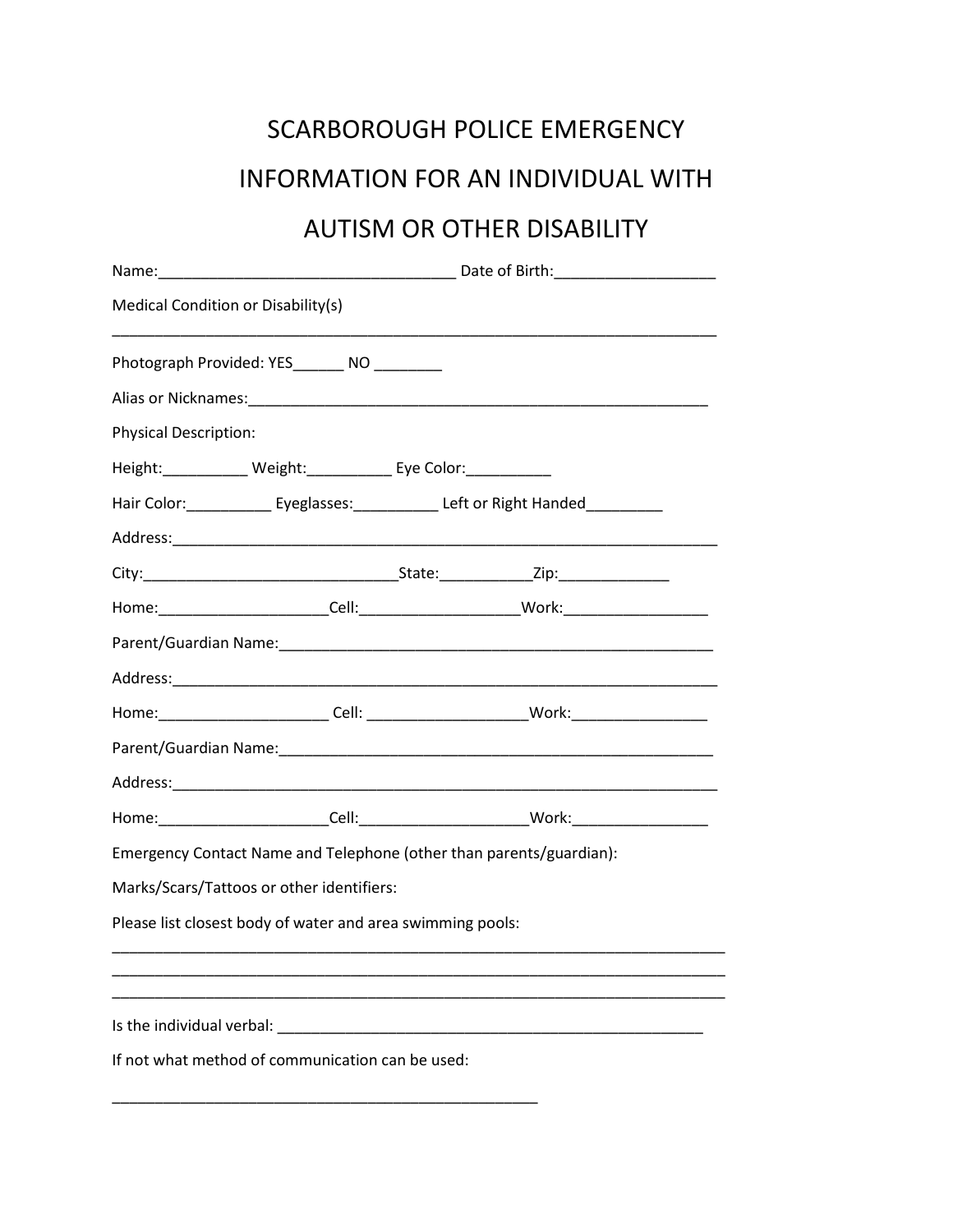# SCARBOROUGH POLICE EMERGENCY INFORMATION FOR AN INDIVIDUAL WITH AUTISM OR OTHER DISABILITY

Name:__________________________________ Date of Birth:__________________

Medical Condition or Disability(s)

______________________________________________________________________

Photograph Provided: YES______ NO ________

Alias or Nicknames:_____________________________________________________

Physical Description:

Height:__________ Weight:__________ Eye Color:__________

Hair Color:__________ Eyeglasses:__________ Left or Right Handed_________

Address:_______________________________________________________________

City:_____________________________State:___________Zip:_____________

Home:____________________Cell:__________________Work:_________________

Parent/Guardian Name:___________________________________________________

Address:_______________________________________________________________

Home:____________________ Cell: ___________________Work:________________

Parent/Guardian Name:___________________________________________________

Address:_______________________________________________________________

Home:____________________Cell:____________________Work:________________

Emergency Contact Name and Telephone (other than parents/guardian):

Marks/Scars/Tattoos or other identifiers:

Please list closest body of water and area swimming pools:

______________________________________________________________________

______________________________________________________________________

______________________________________________________________________

Is the individual verbal: ____________________________________________________

If not what method of communication can be used:

__________________________________________________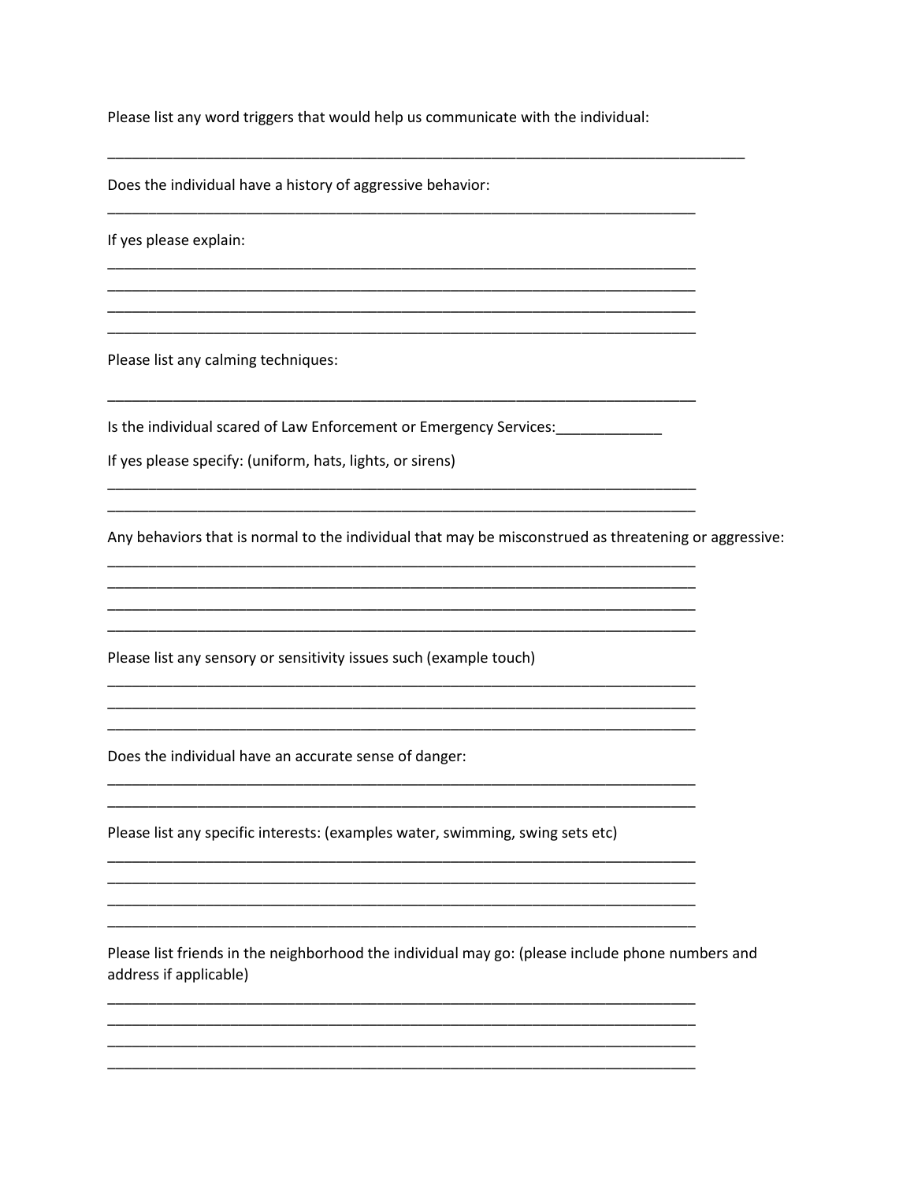Please list any word triggers that would help us communicate with the individual:

_______________________________________________________________________________

Does the individual have a history of aggressive behavior:

_______________________________________________________________________________

If yes please explain:

_______________________________________________________________________________
_______________________________________________________________________________
_______________________________________________________________________________
_______________________________________________________________________________

Please list any calming techniques:

_______________________________________________________________________________

Is the individual scared of Law Enforcement or Emergency Services:_____________

If yes please specify: (uniform, hats, lights, or sirens)

_______________________________________________________________________________
_______________________________________________________________________________

Any behaviors that is normal to the individual that may be misconstrued as threatening or aggressive:

_______________________________________________________________________________
_______________________________________________________________________________
_______________________________________________________________________________
_______________________________________________________________________________

Please list any sensory or sensitivity issues such (example touch)

_______________________________________________________________________________
_______________________________________________________________________________
_______________________________________________________________________________

Does the individual have an accurate sense of danger:

_______________________________________________________________________________
_______________________________________________________________________________

Please list any specific interests: (examples water, swimming, swing sets etc)

_______________________________________________________________________________
_______________________________________________________________________________
_______________________________________________________________________________
_______________________________________________________________________________

Please list friends in the neighborhood the individual may go: (please include phone numbers and address if applicable)

_______________________________________________________________________________
_______________________________________________________________________________
_______________________________________________________________________________
_______________________________________________________________________________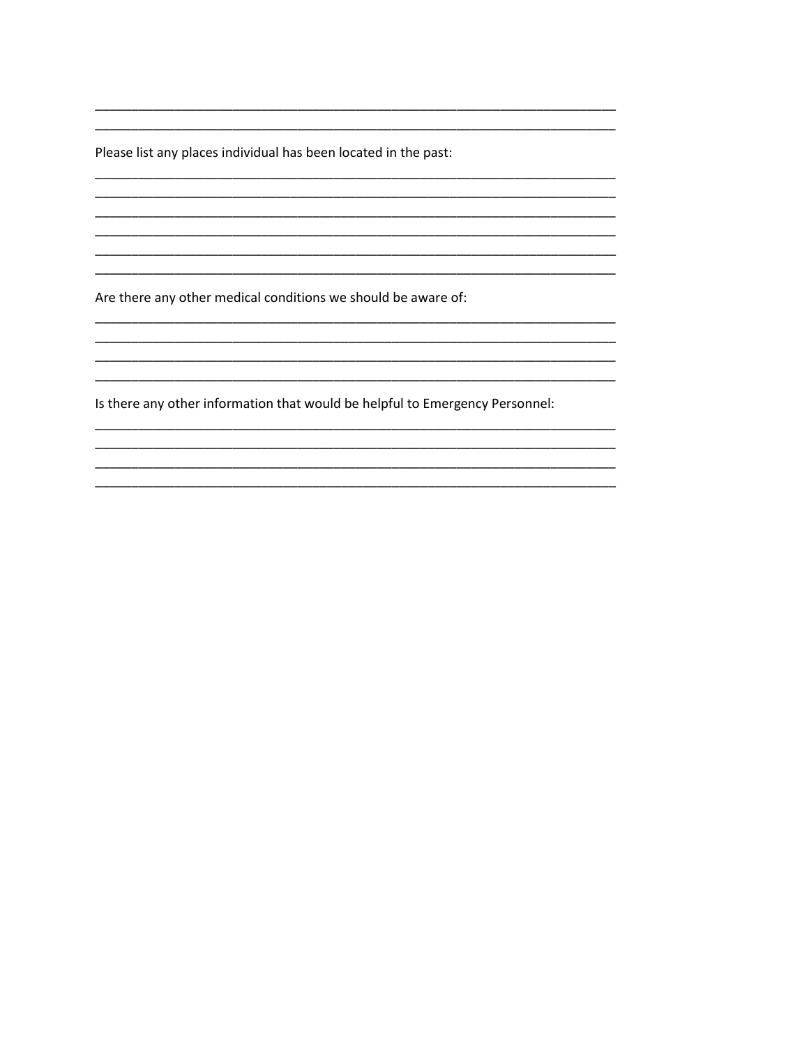\_\_\_\_\_\_\_\_\_\_\_\_\_\_\_\_\_\_\_\_\_\_\_\_\_\_\_\_\_\_\_\_\_\_\_\_\_\_\_\_\_\_\_\_\_\_\_\_\_\_\_\_\_\_\_\_\_\_\_\_\_\_\_\_\_\_\_\_\_\_\_\_\_\_

\_\_\_\_\_\_\_\_\_\_\_\_\_\_\_\_\_\_\_\_\_\_\_\_\_\_\_\_\_\_\_\_\_\_\_\_\_\_\_\_\_\_\_\_\_\_\_\_\_\_\_\_\_\_\_\_\_\_\_\_\_\_\_\_\_\_\_\_\_\_\_\_\_\_

Please list any places individual has been located in the past:

\_\_\_\_\_\_\_\_\_\_\_\_\_\_\_\_\_\_\_\_\_\_\_\_\_\_\_\_\_\_\_\_\_\_\_\_\_\_\_\_\_\_\_\_\_\_\_\_\_\_\_\_\_\_\_\_\_\_\_\_\_\_\_\_\_\_\_\_\_\_\_\_\_\_

\_\_\_\_\_\_\_\_\_\_\_\_\_\_\_\_\_\_\_\_\_\_\_\_\_\_\_\_\_\_\_\_\_\_\_\_\_\_\_\_\_\_\_\_\_\_\_\_\_\_\_\_\_\_\_\_\_\_\_\_\_\_\_\_\_\_\_\_\_\_\_\_\_\_

\_\_\_\_\_\_\_\_\_\_\_\_\_\_\_\_\_\_\_\_\_\_\_\_\_\_\_\_\_\_\_\_\_\_\_\_\_\_\_\_\_\_\_\_\_\_\_\_\_\_\_\_\_\_\_\_\_\_\_\_\_\_\_\_\_\_\_\_\_\_\_\_\_\_

\_\_\_\_\_\_\_\_\_\_\_\_\_\_\_\_\_\_\_\_\_\_\_\_\_\_\_\_\_\_\_\_\_\_\_\_\_\_\_\_\_\_\_\_\_\_\_\_\_\_\_\_\_\_\_\_\_\_\_\_\_\_\_\_\_\_\_\_\_\_\_\_\_\_

\_\_\_\_\_\_\_\_\_\_\_\_\_\_\_\_\_\_\_\_\_\_\_\_\_\_\_\_\_\_\_\_\_\_\_\_\_\_\_\_\_\_\_\_\_\_\_\_\_\_\_\_\_\_\_\_\_\_\_\_\_\_\_\_\_\_\_\_\_\_\_\_\_\_

\_\_\_\_\_\_\_\_\_\_\_\_\_\_\_\_\_\_\_\_\_\_\_\_\_\_\_\_\_\_\_\_\_\_\_\_\_\_\_\_\_\_\_\_\_\_\_\_\_\_\_\_\_\_\_\_\_\_\_\_\_\_\_\_\_\_\_\_\_\_\_\_\_\_

Are there any other medical conditions we should be aware of:

\_\_\_\_\_\_\_\_\_\_\_\_\_\_\_\_\_\_\_\_\_\_\_\_\_\_\_\_\_\_\_\_\_\_\_\_\_\_\_\_\_\_\_\_\_\_\_\_\_\_\_\_\_\_\_\_\_\_\_\_\_\_\_\_\_\_\_\_\_\_\_\_\_\_

\_\_\_\_\_\_\_\_\_\_\_\_\_\_\_\_\_\_\_\_\_\_\_\_\_\_\_\_\_\_\_\_\_\_\_\_\_\_\_\_\_\_\_\_\_\_\_\_\_\_\_\_\_\_\_\_\_\_\_\_\_\_\_\_\_\_\_\_\_\_\_\_\_\_

\_\_\_\_\_\_\_\_\_\_\_\_\_\_\_\_\_\_\_\_\_\_\_\_\_\_\_\_\_\_\_\_\_\_\_\_\_\_\_\_\_\_\_\_\_\_\_\_\_\_\_\_\_\_\_\_\_\_\_\_\_\_\_\_\_\_\_\_\_\_\_\_\_\_

\_\_\_\_\_\_\_\_\_\_\_\_\_\_\_\_\_\_\_\_\_\_\_\_\_\_\_\_\_\_\_\_\_\_\_\_\_\_\_\_\_\_\_\_\_\_\_\_\_\_\_\_\_\_\_\_\_\_\_\_\_\_\_\_\_\_\_\_\_\_\_\_\_\_

Is there any other information that would be helpful to Emergency Personnel:

\_\_\_\_\_\_\_\_\_\_\_\_\_\_\_\_\_\_\_\_\_\_\_\_\_\_\_\_\_\_\_\_\_\_\_\_\_\_\_\_\_\_\_\_\_\_\_\_\_\_\_\_\_\_\_\_\_\_\_\_\_\_\_\_\_\_\_\_\_\_\_\_\_\_

\_\_\_\_\_\_\_\_\_\_\_\_\_\_\_\_\_\_\_\_\_\_\_\_\_\_\_\_\_\_\_\_\_\_\_\_\_\_\_\_\_\_\_\_\_\_\_\_\_\_\_\_\_\_\_\_\_\_\_\_\_\_\_\_\_\_\_\_\_\_\_\_\_\_

\_\_\_\_\_\_\_\_\_\_\_\_\_\_\_\_\_\_\_\_\_\_\_\_\_\_\_\_\_\_\_\_\_\_\_\_\_\_\_\_\_\_\_\_\_\_\_\_\_\_\_\_\_\_\_\_\_\_\_\_\_\_\_\_\_\_\_\_\_\_\_\_\_\_

\_\_\_\_\_\_\_\_\_\_\_\_\_\_\_\_\_\_\_\_\_\_\_\_\_\_\_\_\_\_\_\_\_\_\_\_\_\_\_\_\_\_\_\_\_\_\_\_\_\_\_\_\_\_\_\_\_\_\_\_\_\_\_\_\_\_\_\_\_\_\_\_\_\_